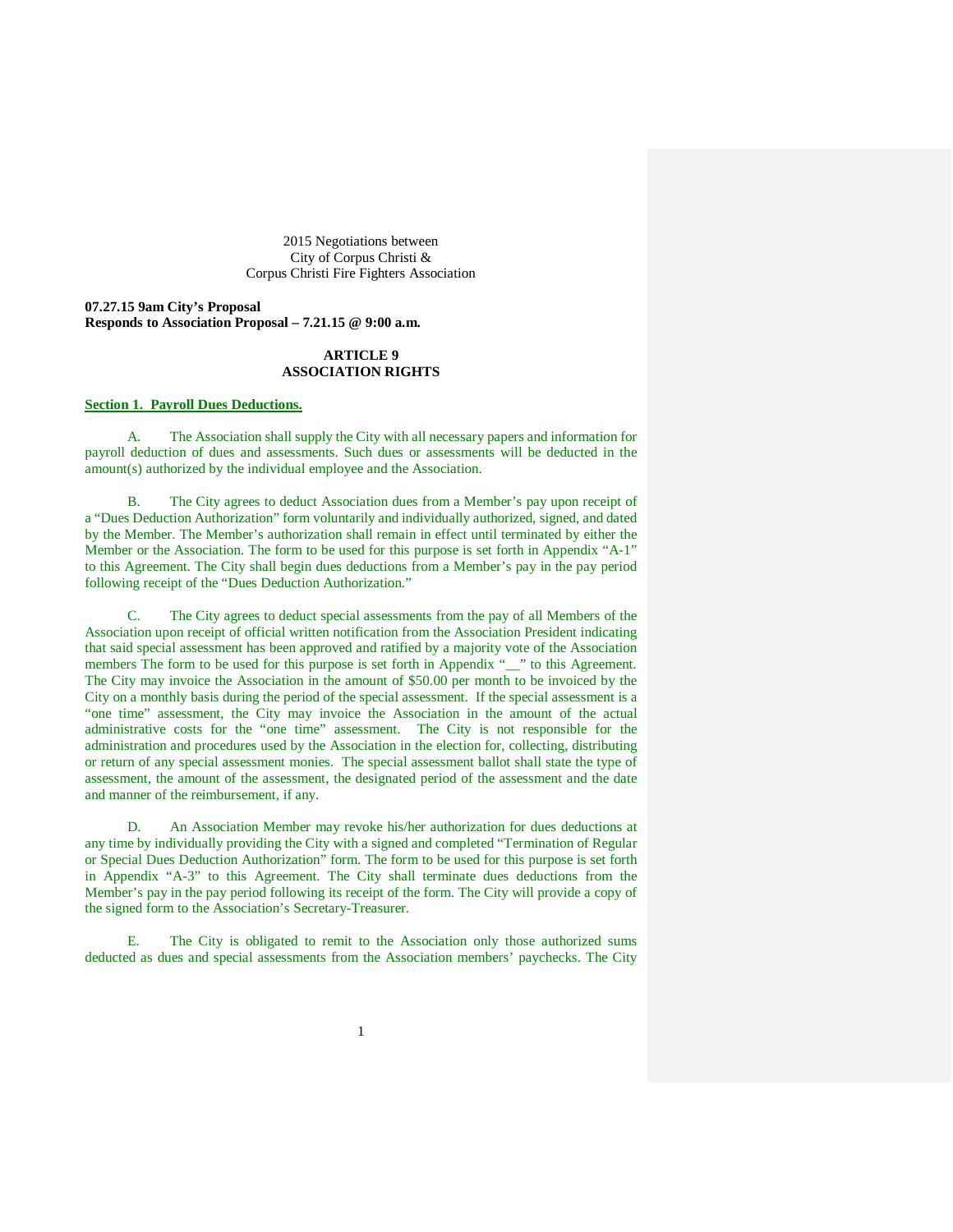2015 Negotiations between
City of Corpus Christi &
Corpus Christi Fire Fighters Association

**07.27.15 9am City's Proposal**
**Responds to Association Proposal – 7.21.15 @ 9:00 a.m.**

# ARTICLE 9
# ASSOCIATION RIGHTS

## Section 1. Payroll Dues Deductions.

A. The Association shall supply the City with all necessary papers and information for payroll deduction of dues and assessments. Such dues or assessments will be deducted in the amount(s) authorized by the individual employee and the Association.

B. The City agrees to deduct Association dues from a Member's pay upon receipt of a "Dues Deduction Authorization" form voluntarily and individually authorized, signed, and dated by the Member. The Member's authorization shall remain in effect until terminated by either the Member or the Association. The form to be used for this purpose is set forth in Appendix "A-1" to this Agreement. The City shall begin dues deductions from a Member's pay in the pay period following receipt of the "Dues Deduction Authorization."

C. The City agrees to deduct special assessments from the pay of all Members of the Association upon receipt of official written notification from the Association President indicating that said special assessment has been approved and ratified by a majority vote of the Association members The form to be used for this purpose is set forth in Appendix "__" to this Agreement. The City may invoice the Association in the amount of $50.00 per month to be invoiced by the City on a monthly basis during the period of the special assessment. If the special assessment is a "one time" assessment, the City may invoice the Association in the amount of the actual administrative costs for the "one time" assessment. The City is not responsible for the administration and procedures used by the Association in the election for, collecting, distributing or return of any special assessment monies. The special assessment ballot shall state the type of assessment, the amount of the assessment, the designated period of the assessment and the date and manner of the reimbursement, if any.

D. An Association Member may revoke his/her authorization for dues deductions at any time by individually providing the City with a signed and completed "Termination of Regular or Special Dues Deduction Authorization" form. The form to be used for this purpose is set forth in Appendix "A-3" to this Agreement. The City shall terminate dues deductions from the Member's pay in the pay period following its receipt of the form. The City will provide a copy of the signed form to the Association's Secretary-Treasurer.

E. The City is obligated to remit to the Association only those authorized sums deducted as dues and special assessments from the Association members' paychecks. The City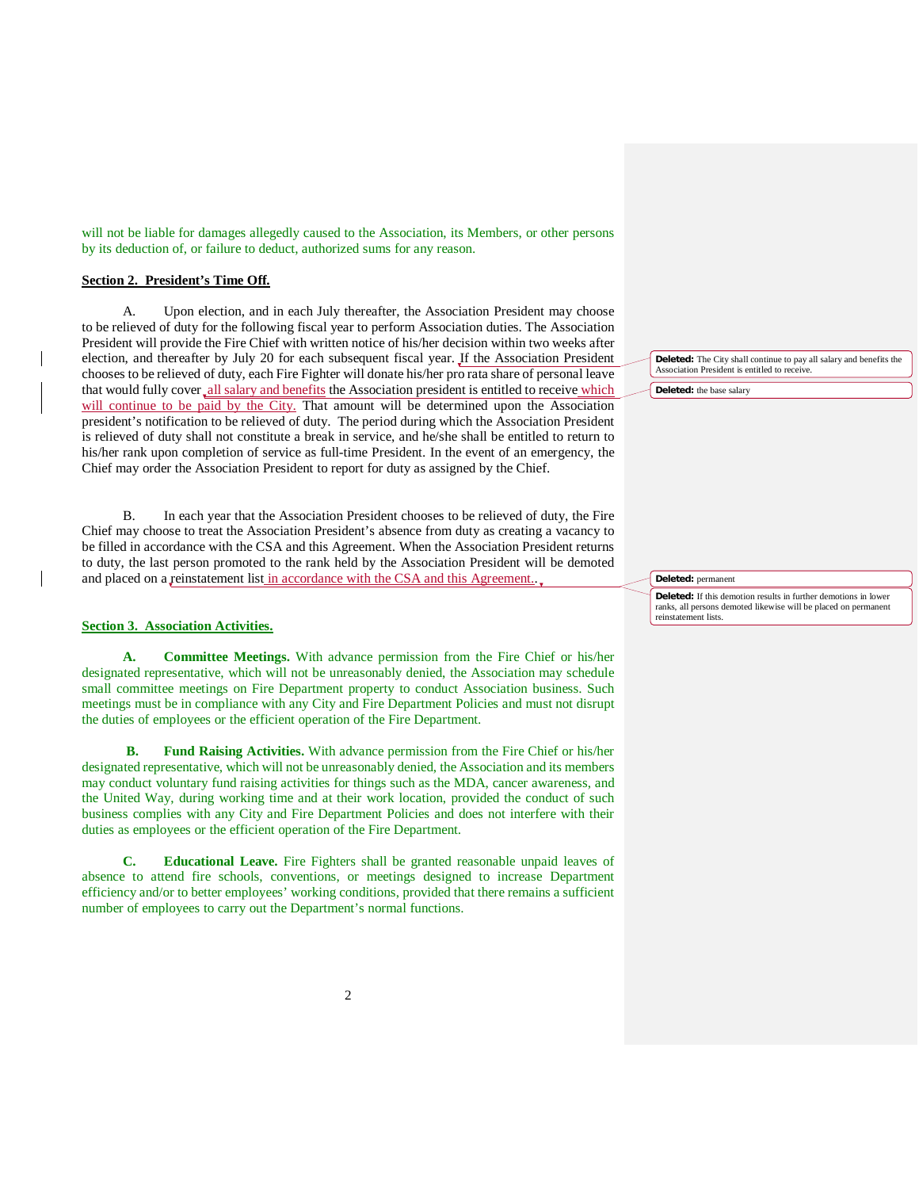will not be liable for damages allegedly caused to the Association, its Members, or other persons by its deduction of, or failure to deduct, authorized sums for any reason.

**Section 2. President's Time Off.**

A. Upon election, and in each July thereafter, the Association President may choose to be relieved of duty for the following fiscal year to perform Association duties. The Association President will provide the Fire Chief with written notice of his/her decision within two weeks after election, and thereafter by July 20 for each subsequent fiscal year. If the Association President chooses to be relieved of duty, each Fire Fighter will donate his/her pro rata share of personal leave that would fully cover all salary and benefits the Association president is entitled to receive which will continue to be paid by the City. That amount will be determined upon the Association president's notification to be relieved of duty. The period during which the Association President is relieved of duty shall not constitute a break in service, and he/she shall be entitled to return to his/her rank upon completion of service as full-time President. In the event of an emergency, the Chief may order the Association President to report for duty as assigned by the Chief.

B. In each year that the Association President chooses to be relieved of duty, the Fire Chief may choose to treat the Association President's absence from duty as creating a vacancy to be filled in accordance with the CSA and this Agreement. When the Association President returns to duty, the last person promoted to the rank held by the Association President will be demoted and placed on a reinstatement list in accordance with the CSA and this Agreement..

**Deleted:** The City shall continue to pay all salary and benefits the Association President is entitled to receive.

**Deleted:** the base salary

**Deleted:** permanent

**Deleted:** If this demotion results in further demotions in lower ranks, all persons demoted likewise will be placed on permanent reinstatement lists.

**Section 3. Association Activities.**

**A. Committee Meetings.** With advance permission from the Fire Chief or his/her designated representative, which will not be unreasonably denied, the Association may schedule small committee meetings on Fire Department property to conduct Association business. Such meetings must be in compliance with any City and Fire Department Policies and must not disrupt the duties of employees or the efficient operation of the Fire Department.

**B. Fund Raising Activities.** With advance permission from the Fire Chief or his/her designated representative, which will not be unreasonably denied, the Association and its members may conduct voluntary fund raising activities for things such as the MDA, cancer awareness, and the United Way, during working time and at their work location, provided the conduct of such business complies with any City and Fire Department Policies and does not interfere with their duties as employees or the efficient operation of the Fire Department.

**C. Educational Leave.** Fire Fighters shall be granted reasonable unpaid leaves of absence to attend fire schools, conventions, or meetings designed to increase Department efficiency and/or to better employees' working conditions, provided that there remains a sufficient number of employees to carry out the Department's normal functions.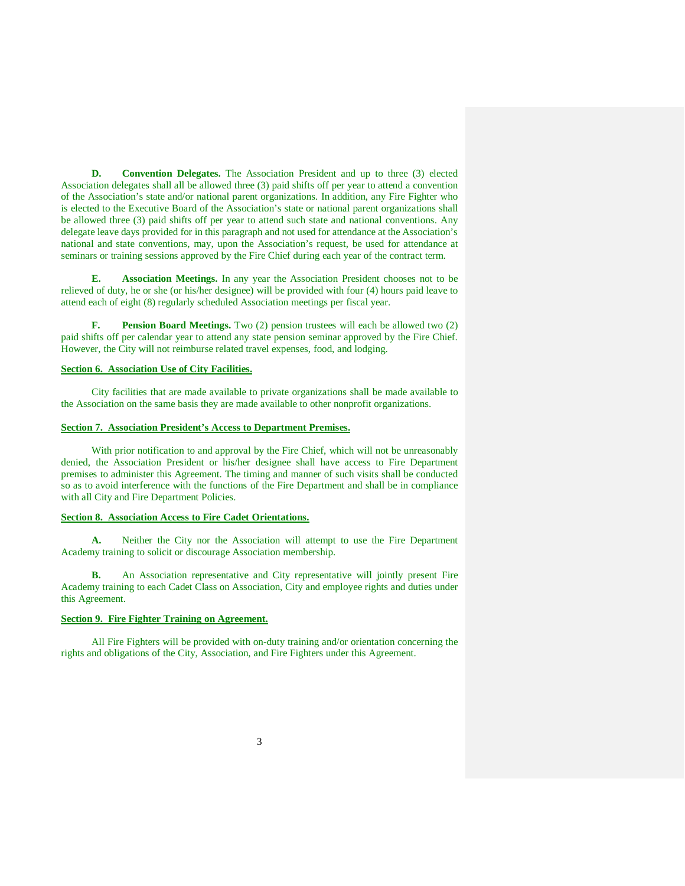**D. Convention Delegates.** The Association President and up to three (3) elected Association delegates shall all be allowed three (3) paid shifts off per year to attend a convention of the Association's state and/or national parent organizations. In addition, any Fire Fighter who is elected to the Executive Board of the Association's state or national parent organizations shall be allowed three (3) paid shifts off per year to attend such state and national conventions. Any delegate leave days provided for in this paragraph and not used for attendance at the Association's national and state conventions, may, upon the Association's request, be used for attendance at seminars or training sessions approved by the Fire Chief during each year of the contract term.

**E. Association Meetings.** In any year the Association President chooses not to be relieved of duty, he or she (or his/her designee) will be provided with four (4) hours paid leave to attend each of eight (8) regularly scheduled Association meetings per fiscal year.

**F. Pension Board Meetings.** Two (2) pension trustees will each be allowed two (2) paid shifts off per calendar year to attend any state pension seminar approved by the Fire Chief. However, the City will not reimburse related travel expenses, food, and lodging.

**Section 6. Association Use of City Facilities.**

City facilities that are made available to private organizations shall be made available to the Association on the same basis they are made available to other nonprofit organizations.

**Section 7. Association President's Access to Department Premises.**

With prior notification to and approval by the Fire Chief, which will not be unreasonably denied, the Association President or his/her designee shall have access to Fire Department premises to administer this Agreement. The timing and manner of such visits shall be conducted so as to avoid interference with the functions of the Fire Department and shall be in compliance with all City and Fire Department Policies.

**Section 8. Association Access to Fire Cadet Orientations.**

**A.** Neither the City nor the Association will attempt to use the Fire Department Academy training to solicit or discourage Association membership.

**B.** An Association representative and City representative will jointly present Fire Academy training to each Cadet Class on Association, City and employee rights and duties under this Agreement.

**Section 9. Fire Fighter Training on Agreement.**

All Fire Fighters will be provided with on-duty training and/or orientation concerning the rights and obligations of the City, Association, and Fire Fighters under this Agreement.